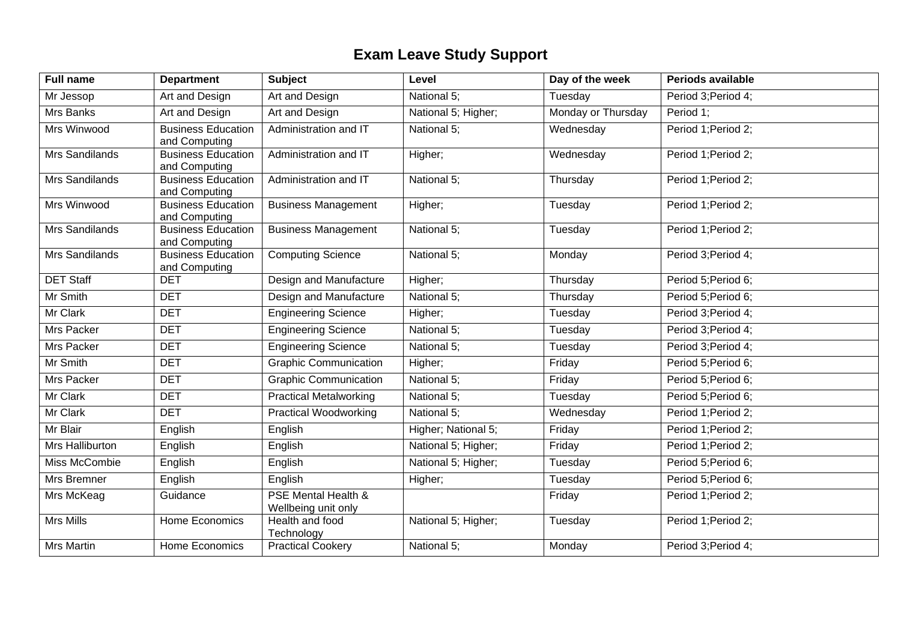# Exam Leave Study Support

| Full name | Department | Subject | Level | Day of the week | Periods available |
|---|---|---|---|---|---|
| Mr Jessop | Art and Design | Art and Design | National 5; | Tuesday | Period 3;Period 4; |
| Mrs Banks | Art and Design | Art and Design | National 5; Higher; | Monday or Thursday | Period 1; |
| Mrs Winwood | Business Education and Computing | Administration and IT | National 5; | Wednesday | Period 1;Period 2; |
| Mrs Sandilands | Business Education and Computing | Administration and IT | Higher; | Wednesday | Period 1;Period 2; |
| Mrs Sandilands | Business Education and Computing | Administration and IT | National 5; | Thursday | Period 1;Period 2; |
| Mrs Winwood | Business Education and Computing | Business Management | Higher; | Tuesday | Period 1;Period 2; |
| Mrs Sandilands | Business Education and Computing | Business Management | National 5; | Tuesday | Period 1;Period 2; |
| Mrs Sandilands | Business Education and Computing | Computing Science | National 5; | Monday | Period 3;Period 4; |
| DET Staff | DET | Design and Manufacture | Higher; | Thursday | Period 5;Period 6; |
| Mr Smith | DET | Design and Manufacture | National 5; | Thursday | Period 5;Period 6; |
| Mr Clark | DET | Engineering Science | Higher; | Tuesday | Period 3;Period 4; |
| Mrs Packer | DET | Engineering Science | National 5; | Tuesday | Period 3;Period 4; |
| Mrs Packer | DET | Engineering Science | National 5; | Tuesday | Period 3;Period 4; |
| Mr Smith | DET | Graphic Communication | Higher; | Friday | Period 5;Period 6; |
| Mrs Packer | DET | Graphic Communication | National 5; | Friday | Period 5;Period 6; |
| Mr Clark | DET | Practical Metalworking | National 5; | Tuesday | Period 5;Period 6; |
| Mr Clark | DET | Practical Woodworking | National 5; | Wednesday | Period 1;Period 2; |
| Mr Blair | English | English | Higher; National 5; | Friday | Period 1;Period 2; |
| Mrs Halliburton | English | English | National 5; Higher; | Friday | Period 1;Period 2; |
| Miss McCombie | English | English | National 5; Higher; | Tuesday | Period 5;Period 6; |
| Mrs Bremner | English | English | Higher; | Tuesday | Period 5;Period 6; |
| Mrs McKeag | Guidance | PSE Mental Health & Wellbeing unit only | | Friday | Period 1;Period 2; |
| Mrs Mills | Home Economics | Health and food Technology | National 5; Higher; | Tuesday | Period 1;Period 2; |
| Mrs Martin | Home Economics | Practical Cookery | National 5; | Monday | Period 3;Period 4; |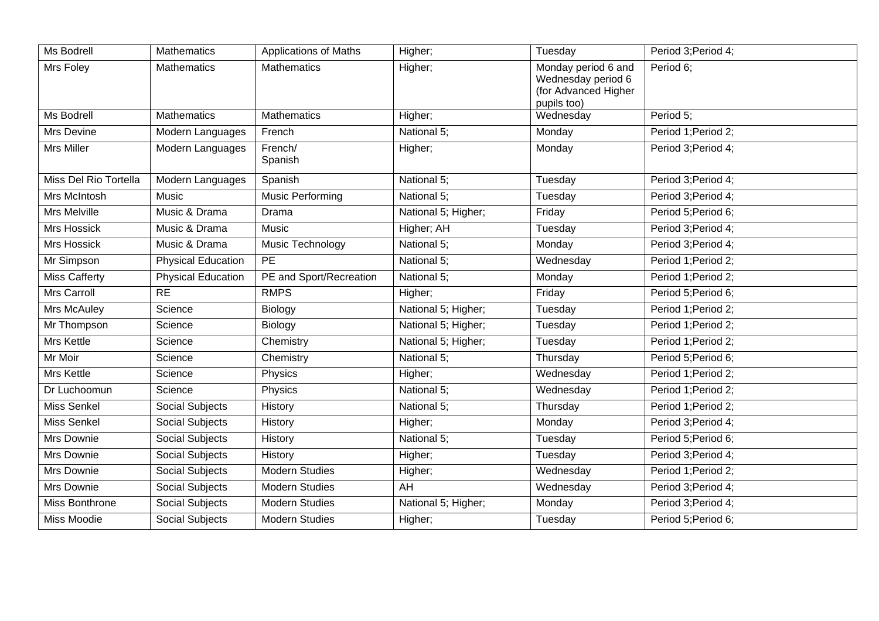| | | | | | |
|---|---|---|---|---|---|
| Ms Bodrell | Mathematics | Applications of Maths | Higher; | Tuesday | Period 3;Period 4; |
| Mrs Foley | Mathematics | Mathematics | Higher; | Monday period 6 and Wednesday period 6 (for Advanced Higher pupils too) | Period 6; |
| Ms Bodrell | Mathematics | Mathematics | Higher; | Wednesday | Period 5; |
| Mrs Devine | Modern Languages | French | National 5; | Monday | Period 1;Period 2; |
| Mrs Miller | Modern Languages | French/ Spanish | Higher; | Monday | Period 3;Period 4; |
| Miss Del Rio Tortella | Modern Languages | Spanish | National 5; | Tuesday | Period 3;Period 4; |
| Mrs McIntosh | Music | Music Performing | National 5; | Tuesday | Period 3;Period 4; |
| Mrs Melville | Music & Drama | Drama | National 5; Higher; | Friday | Period 5;Period 6; |
| Mrs Hossick | Music & Drama | Music | Higher; AH | Tuesday | Period 3;Period 4; |
| Mrs Hossick | Music & Drama | Music Technology | National 5; | Monday | Period 3;Period 4; |
| Mr Simpson | Physical Education | PE | National 5; | Wednesday | Period 1;Period 2; |
| Miss Cafferty | Physical Education | PE and Sport/Recreation | National 5; | Monday | Period 1;Period 2; |
| Mrs Carroll | RE | RMPS | Higher; | Friday | Period 5;Period 6; |
| Mrs McAuley | Science | Biology | National 5; Higher; | Tuesday | Period 1;Period 2; |
| Mr Thompson | Science | Biology | National 5; Higher; | Tuesday | Period 1;Period 2; |
| Mrs Kettle | Science | Chemistry | National 5; Higher; | Tuesday | Period 1;Period 2; |
| Mr Moir | Science | Chemistry | National 5; | Thursday | Period 5;Period 6; |
| Mrs Kettle | Science | Physics | Higher; | Wednesday | Period 1;Period 2; |
| Dr Luchoomun | Science | Physics | National 5; | Wednesday | Period 1;Period 2; |
| Miss Senkel | Social Subjects | History | National 5; | Thursday | Period 1;Period 2; |
| Miss Senkel | Social Subjects | History | Higher; | Monday | Period 3;Period 4; |
| Mrs Downie | Social Subjects | History | National 5; | Tuesday | Period 5;Period 6; |
| Mrs Downie | Social Subjects | History | Higher; | Tuesday | Period 3;Period 4; |
| Mrs Downie | Social Subjects | Modern Studies | Higher; | Wednesday | Period 1;Period 2; |
| Mrs Downie | Social Subjects | Modern Studies | AH | Wednesday | Period 3;Period 4; |
| Miss Bonthrone | Social Subjects | Modern Studies | National 5; Higher; | Monday | Period 3;Period 4; |
| Miss Moodie | Social Subjects | Modern Studies | Higher; | Tuesday | Period 5;Period 6; |